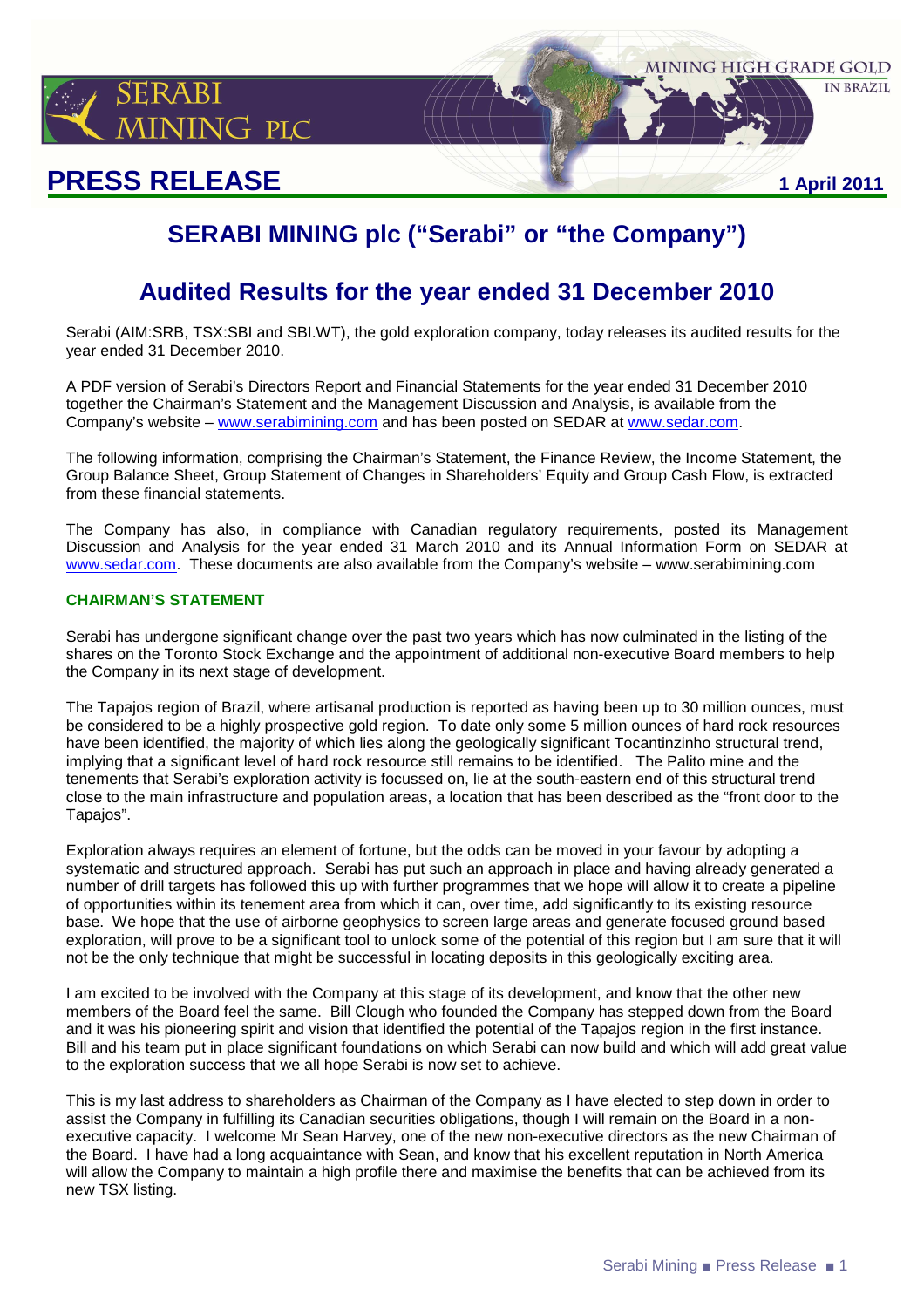# PRESS RELEASE

**1 April 2011**

## SERABI MINING plc ("Serabi" or "the Company")

## Audited Results for the year ended 31 December 2010

Serabi (AIM:SRB, TSX:SBI and SBI.WT), the gold exploration company, today releases its audited results for the year ended 31 December 2010.

A PDF version of Serabi's Directors Report and Financial Statements for the year ended 31 December 2010 together the Chairman's Statement and the Management Discussion and Analysis, is available from the Company's website – www.serabimining.com and has been posted on SEDAR at www.sedar.com.

The following information, comprising the Chairman's Statement, the Finance Review, the Income Statement, the Group Balance Sheet, Group Statement of Changes in Shareholders' Equity and Group Cash Flow, is extracted from these financial statements.

The Company has also, in compliance with Canadian regulatory requirements, posted its Management Discussion and Analysis for the year ended 31 March 2010 and its Annual Information Form on SEDAR at www.sedar.com. These documents are also available from the Company's website – www.serabimining.com

### CHAIRMAN'S STATEMENT

Serabi has undergone significant change over the past two years which has now culminated in the listing of the shares on the Toronto Stock Exchange and the appointment of additional non-executive Board members to help the Company in its next stage of development.

The Tapajos region of Brazil, where artisanal production is reported as having been up to 30 million ounces, must be considered to be a highly prospective gold region. To date only some 5 million ounces of hard rock resources have been identified, the majority of which lies along the geologically significant Tocantinzinho structural trend, implying that a significant level of hard rock resource still remains to be identified. The Palito mine and the tenements that Serabi's exploration activity is focussed on, lie at the south-eastern end of this structural trend close to the main infrastructure and population areas, a location that has been described as the "front door to the Tapajos".

Exploration always requires an element of fortune, but the odds can be moved in your favour by adopting a systematic and structured approach. Serabi has put such an approach in place and having already generated a number of drill targets has followed this up with further programmes that we hope will allow it to create a pipeline of opportunities within its tenement area from which it can, over time, add significantly to its existing resource base. We hope that the use of airborne geophysics to screen large areas and generate focused ground based exploration, will prove to be a significant tool to unlock some of the potential of this region but I am sure that it will not be the only technique that might be successful in locating deposits in this geologically exciting area.

I am excited to be involved with the Company at this stage of its development, and know that the other new members of the Board feel the same. Bill Clough who founded the Company has stepped down from the Board and it was his pioneering spirit and vision that identified the potential of the Tapajos region in the first instance. Bill and his team put in place significant foundations on which Serabi can now build and which will add great value to the exploration success that we all hope Serabi is now set to achieve.

This is my last address to shareholders as Chairman of the Company as I have elected to step down in order to assist the Company in fulfilling its Canadian securities obligations, though I will remain on the Board in a non-executive capacity. I welcome Mr Sean Harvey, one of the new non-executive directors as the new Chairman of the Board. I have had a long acquaintance with Sean, and know that his excellent reputation in North America will allow the Company to maintain a high profile there and maximise the benefits that can be achieved from its new TSX listing.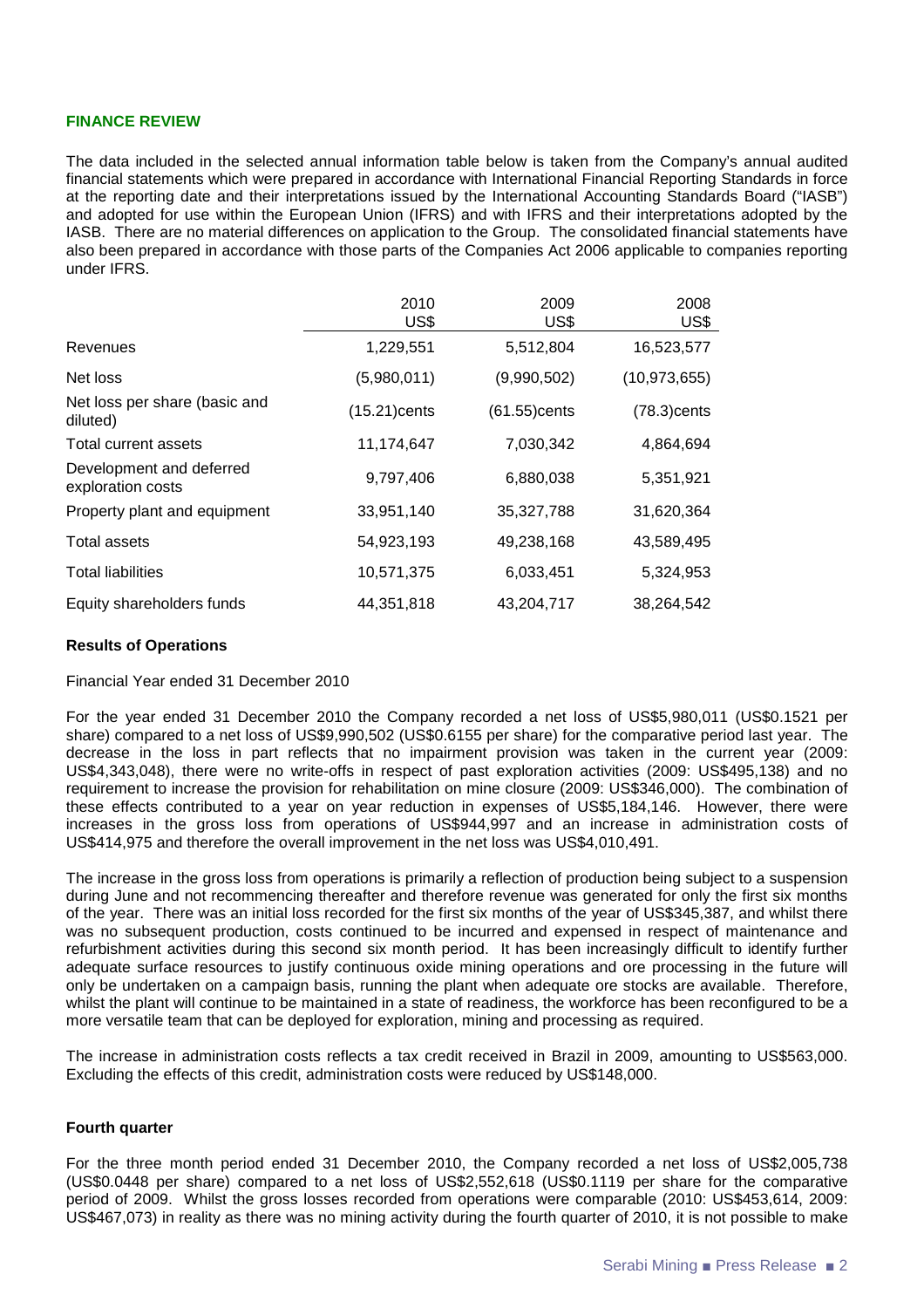## FINANCE REVIEW

The data included in the selected annual information table below is taken from the Company's annual audited financial statements which were prepared in accordance with International Financial Reporting Standards in force at the reporting date and their interpretations issued by the International Accounting Standards Board ("IASB") and adopted for use within the European Union (IFRS) and with IFRS and their interpretations adopted by the IASB. There are no material differences on application to the Group. The consolidated financial statements have also been prepared in accordance with those parts of the Companies Act 2006 applicable to companies reporting under IFRS.

| | 2010 US$ | 2009 US$ | 2008 US$ |
|---|---|---|---|
| Revenues | 1,229,551 | 5,512,804 | 16,523,577 |
| Net loss | (5,980,011) | (9,990,502) | (10,973,655) |
| Net loss per share (basic and diluted) | (15.21)cents | (61.55)cents | (78.3)cents |
| Total current assets | 11,174,647 | 7,030,342 | 4,864,694 |
| Development and deferred exploration costs | 9,797,406 | 6,880,038 | 5,351,921 |
| Property plant and equipment | 33,951,140 | 35,327,788 | 31,620,364 |
| Total assets | 54,923,193 | 49,238,168 | 43,589,495 |
| Total liabilities | 10,571,375 | 6,033,451 | 5,324,953 |
| Equity shareholders funds | 44,351,818 | 43,204,717 | 38,264,542 |

### Results of Operations

Financial Year ended 31 December 2010

For the year ended 31 December 2010 the Company recorded a net loss of US$5,980,011 (US$0.1521 per share) compared to a net loss of US$9,990,502 (US$0.6155 per share) for the comparative period last year. The decrease in the loss in part reflects that no impairment provision was taken in the current year (2009: US$4,343,048), there were no write-offs in respect of past exploration activities (2009: US$495,138) and no requirement to increase the provision for rehabilitation on mine closure (2009: US$346,000). The combination of these effects contributed to a year on year reduction in expenses of US$5,184,146. However, there were increases in the gross loss from operations of US$944,997 and an increase in administration costs of US$414,975 and therefore the overall improvement in the net loss was US$4,010,491.

The increase in the gross loss from operations is primarily a reflection of production being subject to a suspension during June and not recommencing thereafter and therefore revenue was generated for only the first six months of the year. There was an initial loss recorded for the first six months of the year of US$345,387, and whilst there was no subsequent production, costs continued to be incurred and expensed in respect of maintenance and refurbishment activities during this second six month period. It has been increasingly difficult to identify further adequate surface resources to justify continuous oxide mining operations and ore processing in the future will only be undertaken on a campaign basis, running the plant when adequate ore stocks are available. Therefore, whilst the plant will continue to be maintained in a state of readiness, the workforce has been reconfigured to be a more versatile team that can be deployed for exploration, mining and processing as required.

The increase in administration costs reflects a tax credit received in Brazil in 2009, amounting to US$563,000. Excluding the effects of this credit, administration costs were reduced by US$148,000.

### Fourth quarter

For the three month period ended 31 December 2010, the Company recorded a net loss of US$2,005,738 (US$0.0448 per share) compared to a net loss of US$2,552,618 (US$0.1119 per share for the comparative period of 2009. Whilst the gross losses recorded from operations were comparable (2010: US$453,614, 2009: US$467,073) in reality as there was no mining activity during the fourth quarter of 2010, it is not possible to make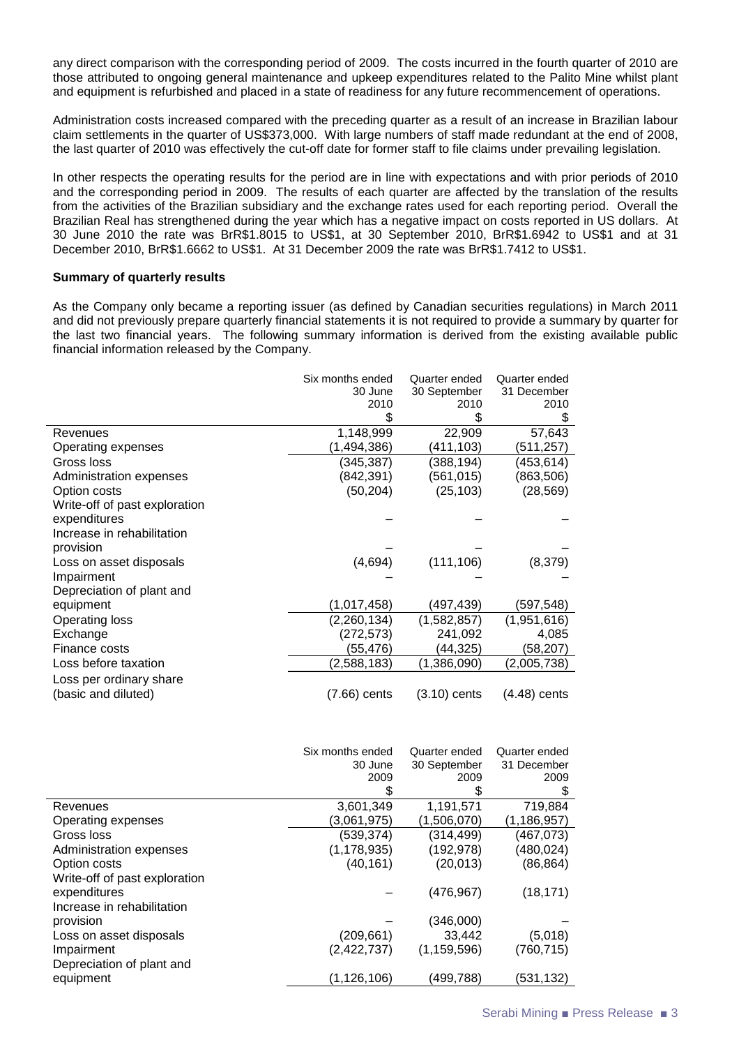any direct comparison with the corresponding period of 2009. The costs incurred in the fourth quarter of 2010 are those attributed to ongoing general maintenance and upkeep expenditures related to the Palito Mine whilst plant and equipment is refurbished and placed in a state of readiness for any future recommencement of operations.

Administration costs increased compared with the preceding quarter as a result of an increase in Brazilian labour claim settlements in the quarter of US$373,000. With large numbers of staff made redundant at the end of 2008, the last quarter of 2010 was effectively the cut-off date for former staff to file claims under prevailing legislation.

In other respects the operating results for the period are in line with expectations and with prior periods of 2010 and the corresponding period in 2009. The results of each quarter are affected by the translation of the results from the activities of the Brazilian subsidiary and the exchange rates used for each reporting period. Overall the Brazilian Real has strengthened during the year which has a negative impact on costs reported in US dollars. At 30 June 2010 the rate was BrR$1.8015 to US$1, at 30 September 2010, BrR$1.6942 to US$1 and at 31 December 2010, BrR$1.6662 to US$1. At 31 December 2009 the rate was BrR$1.7412 to US$1.

**Summary of quarterly results**

As the Company only became a reporting issuer (as defined by Canadian securities regulations) in March 2011 and did not previously prepare quarterly financial statements it is not required to provide a summary by quarter for the last two financial years. The following summary information is derived from the existing available public financial information released by the Company.

| | Six months ended 30 June 2010 $ | Quarter ended 30 September 2010 $ | Quarter ended 31 December 2010 $ |
|---|---|---|---|
| Revenues | 1,148,999 | 22,909 | 57,643 |
| Operating expenses | (1,494,386) | (411,103) | (511,257) |
| Gross loss | (345,387) | (388,194) | (453,614) |
| Administration expenses | (842,391) | (561,015) | (863,506) |
| Option costs | (50,204) | (25,103) | (28,569) |
| Write-off of past exploration expenditures | – | – | – |
| Increase in rehabilitation provision | – | – | – |
| Loss on asset disposals | (4,694) | (111,106) | (8,379) |
| Impairment | – | – | – |
| Depreciation of plant and equipment | (1,017,458) | (497,439) | (597,548) |
| Operating loss | (2,260,134) | (1,582,857) | (1,951,616) |
| Exchange | (272,573) | 241,092 | 4,085 |
| Finance costs | (55,476) | (44,325) | (58,207) |
| Loss before taxation | (2,588,183) | (1,386,090) | (2,005,738) |
| Loss per ordinary share (basic and diluted) | (7.66) cents | (3.10) cents | (4.48) cents |

| | Six months ended 30 June 2009 $ | Quarter ended 30 September 2009 $ | Quarter ended 31 December 2009 $ |
|---|---|---|---|
| Revenues | 3,601,349 | 1,191,571 | 719,884 |
| Operating expenses | (3,061,975) | (1,506,070) | (1,186,957) |
| Gross loss | (539,374) | (314,499) | (467,073) |
| Administration expenses | (1,178,935) | (192,978) | (480,024) |
| Option costs | (40,161) | (20,013) | (86,864) |
| Write-off of past exploration expenditures | – | (476,967) | (18,171) |
| Increase in rehabilitation provision | – | (346,000) | – |
| Loss on asset disposals | (209,661) | 33,442 | (5,018) |
| Impairment | (2,422,737) | (1,159,596) | (760,715) |
| Depreciation of plant and equipment | (1,126,106) | (499,788) | (531,132) |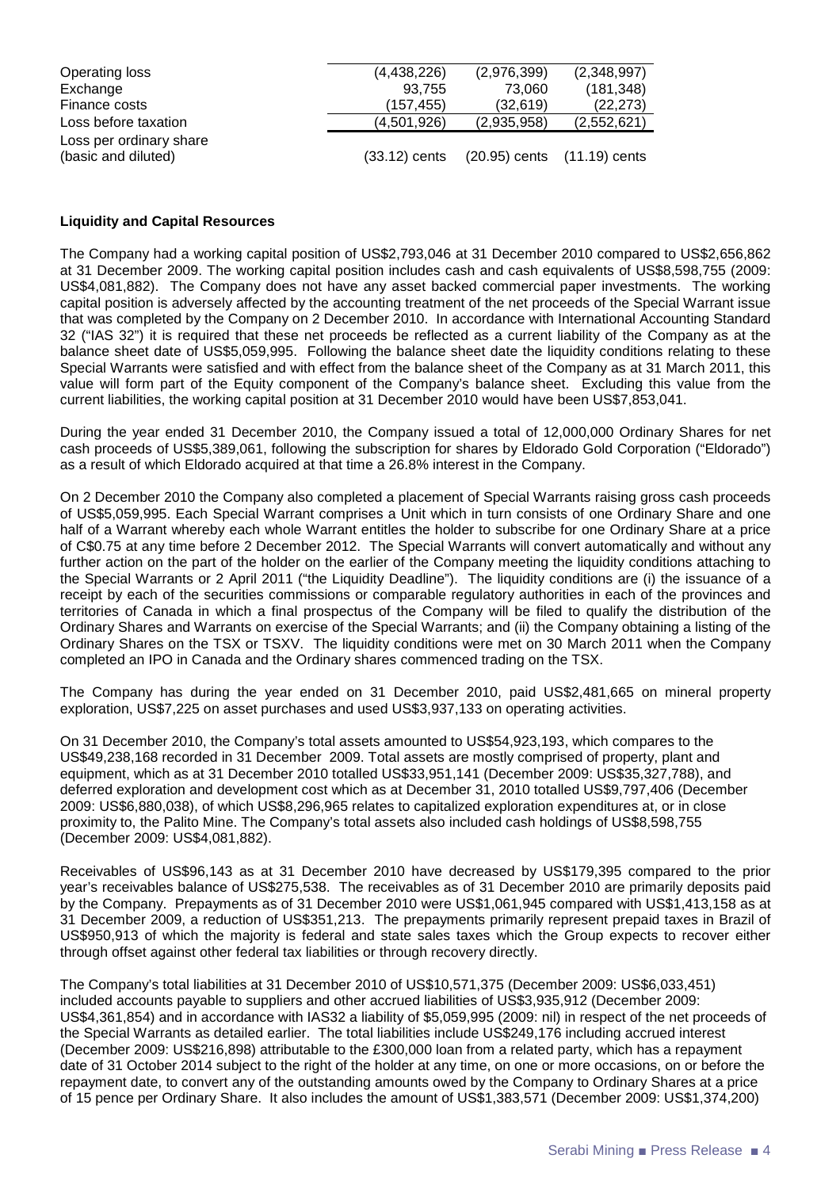| | | | |
|---|---|---|---|
| Operating loss | (4,438,226) | (2,976,399) | (2,348,997) |
| Exchange | 93,755 | 73,060 | (181,348) |
| Finance costs | (157,455) | (32,619) | (22,273) |
| Loss before taxation | (4,501,926) | (2,935,958) | (2,552,621) |
| Loss per ordinary share (basic and diluted) | (33.12) cents | (20.95) cents | (11.19) cents |

**Liquidity and Capital Resources**

The Company had a working capital position of US$2,793,046 at 31 December 2010 compared to US$2,656,862 at 31 December 2009. The working capital position includes cash and cash equivalents of US$8,598,755 (2009: US$4,081,882). The Company does not have any asset backed commercial paper investments. The working capital position is adversely affected by the accounting treatment of the net proceeds of the Special Warrant issue that was completed by the Company on 2 December 2010. In accordance with International Accounting Standard 32 ("IAS 32") it is required that these net proceeds be reflected as a current liability of the Company as at the balance sheet date of US$5,059,995. Following the balance sheet date the liquidity conditions relating to these Special Warrants were satisfied and with effect from the balance sheet of the Company as at 31 March 2011, this value will form part of the Equity component of the Company's balance sheet. Excluding this value from the current liabilities, the working capital position at 31 December 2010 would have been US$7,853,041.

During the year ended 31 December 2010, the Company issued a total of 12,000,000 Ordinary Shares for net cash proceeds of US$5,389,061, following the subscription for shares by Eldorado Gold Corporation ("Eldorado") as a result of which Eldorado acquired at that time a 26.8% interest in the Company.

On 2 December 2010 the Company also completed a placement of Special Warrants raising gross cash proceeds of US$5,059,995. Each Special Warrant comprises a Unit which in turn consists of one Ordinary Share and one half of a Warrant whereby each whole Warrant entitles the holder to subscribe for one Ordinary Share at a price of C$0.75 at any time before 2 December 2012. The Special Warrants will convert automatically and without any further action on the part of the holder on the earlier of the Company meeting the liquidity conditions attaching to the Special Warrants or 2 April 2011 ("the Liquidity Deadline"). The liquidity conditions are (i) the issuance of a receipt by each of the securities commissions or comparable regulatory authorities in each of the provinces and territories of Canada in which a final prospectus of the Company will be filed to qualify the distribution of the Ordinary Shares and Warrants on exercise of the Special Warrants; and (ii) the Company obtaining a listing of the Ordinary Shares on the TSX or TSXV. The liquidity conditions were met on 30 March 2011 when the Company completed an IPO in Canada and the Ordinary shares commenced trading on the TSX.

The Company has during the year ended on 31 December 2010, paid US$2,481,665 on mineral property exploration, US$7,225 on asset purchases and used US$3,937,133 on operating activities.

On 31 December 2010, the Company's total assets amounted to US$54,923,193, which compares to the US$49,238,168 recorded in 31 December 2009. Total assets are mostly comprised of property, plant and equipment, which as at 31 December 2010 totalled US$33,951,141 (December 2009: US$35,327,788), and deferred exploration and development cost which as at December 31, 2010 totalled US$9,797,406 (December 2009: US$6,880,038), of which US$8,296,965 relates to capitalized exploration expenditures at, or in close proximity to, the Palito Mine. The Company's total assets also included cash holdings of US$8,598,755 (December 2009: US$4,081,882).

Receivables of US$96,143 as at 31 December 2010 have decreased by US$179,395 compared to the prior year's receivables balance of US$275,538. The receivables as of 31 December 2010 are primarily deposits paid by the Company. Prepayments as of 31 December 2010 were US$1,061,945 compared with US$1,413,158 as at 31 December 2009, a reduction of US$351,213. The prepayments primarily represent prepaid taxes in Brazil of US$950,913 of which the majority is federal and state sales taxes which the Group expects to recover either through offset against other federal tax liabilities or through recovery directly.

The Company's total liabilities at 31 December 2010 of US$10,571,375 (December 2009: US$6,033,451) included accounts payable to suppliers and other accrued liabilities of US$3,935,912 (December 2009: US$4,361,854) and in accordance with IAS32 a liability of $5,059,995 (2009: nil) in respect of the net proceeds of the Special Warrants as detailed earlier. The total liabilities include US$249,176 including accrued interest (December 2009: US$216,898) attributable to the £300,000 loan from a related party, which has a repayment date of 31 October 2014 subject to the right of the holder at any time, on one or more occasions, on or before the repayment date, to convert any of the outstanding amounts owed by the Company to Ordinary Shares at a price of 15 pence per Ordinary Share. It also includes the amount of US$1,383,571 (December 2009: US$1,374,200)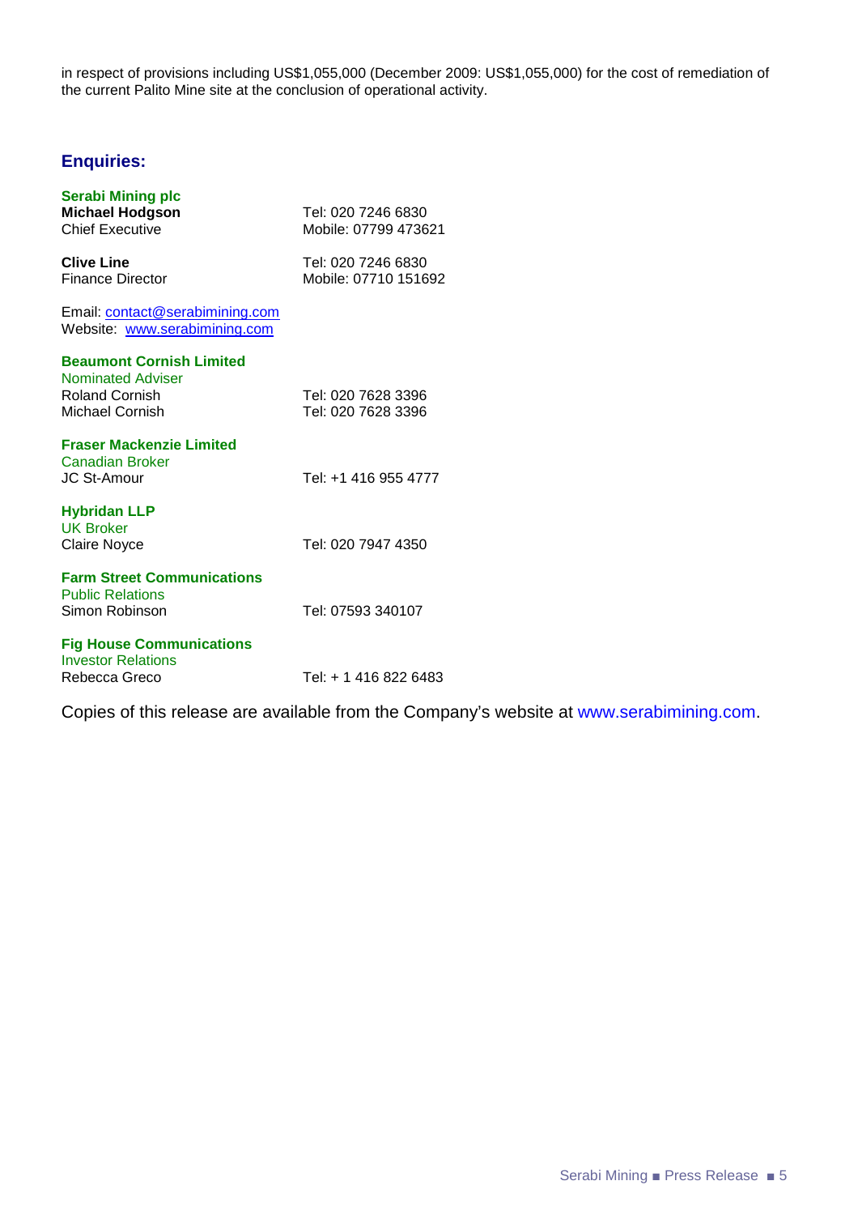in respect of provisions including US$1,055,000 (December 2009: US$1,055,000) for the cost of remediation of the current Palito Mine site at the conclusion of operational activity.

## Enquiries:

**Serabi Mining plc**

| | |
|---|---|
| **Michael Hodgson** | Tel: 020 7246 6830 |
| Chief Executive | Mobile: 07799 473621 |
| | |
| **Clive Line** | Tel: 020 7246 6830 |
| Finance Director | Mobile: 07710 151692 |

Email: contact@serabimining.com
Website: www.serabimining.com

**Beaumont Cornish Limited**
Nominated Adviser

| | |
|---|---|
| Roland Cornish | Tel: 020 7628 3396 |
| Michael Cornish | Tel: 020 7628 3396 |

**Fraser Mackenzie Limited**
Canadian Broker

| | |
|---|---|
| JC St-Amour | Tel: +1 416 955 4777 |

**Hybridan LLP**
UK Broker

| | |
|---|---|
| Claire Noyce | Tel: 020 7947 4350 |

**Farm Street Communications**
Public Relations

| | |
|---|---|
| Simon Robinson | Tel: 07593 340107 |

**Fig House Communications**
Investor Relations

| | |
|---|---|
| Rebecca Greco | Tel: + 1 416 822 6483 |

Copies of this release are available from the Company's website at www.serabimining.com.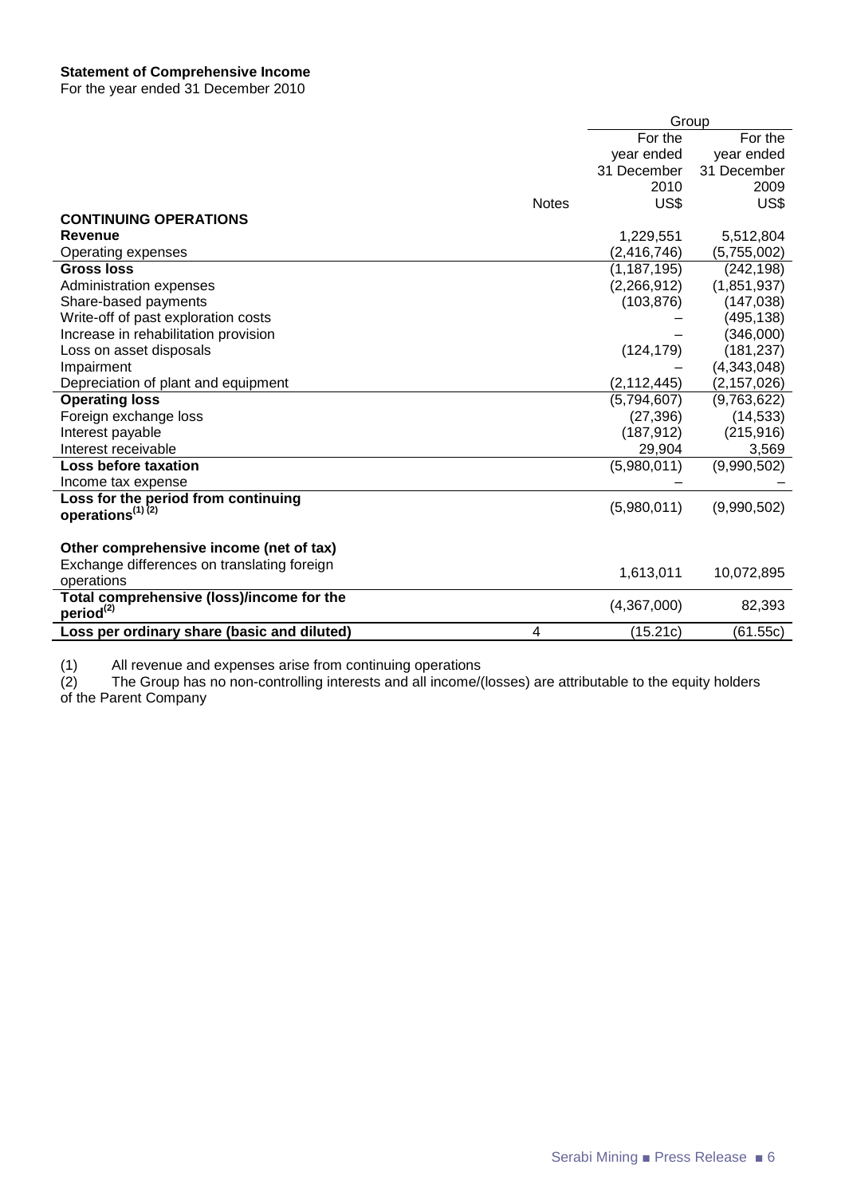**Statement of Comprehensive Income**

For the year ended 31 December 2010

| | Notes | Group | |
|---|---|---|---|
| | | For the year ended 31 December 2010 | For the year ended 31 December 2009 |
| | | US$ | US$ |
| **CONTINUING OPERATIONS** | | | |
| **Revenue** | | 1,229,551 | 5,512,804 |
| Operating expenses | | (2,416,746) | (5,755,002) |
| **Gross loss** | | (1,187,195) | (242,198) |
| Administration expenses | | (2,266,912) | (1,851,937) |
| Share-based payments | | (103,876) | (147,038) |
| Write-off of past exploration costs | | – | (495,138) |
| Increase in rehabilitation provision | | – | (346,000) |
| Loss on asset disposals | | (124,179) | (181,237) |
| Impairment | | – | (4,343,048) |
| Depreciation of plant and equipment | | (2,112,445) | (2,157,026) |
| **Operating loss** | | (5,794,607) | (9,763,622) |
| Foreign exchange loss | | (27,396) | (14,533) |
| Interest payable | | (187,912) | (215,916) |
| Interest receivable | | 29,904 | 3,569 |
| **Loss before taxation** | | (5,980,011) | (9,990,502) |
| Income tax expense | | – | – |
| **Loss for the period from continuing operations(1) (2)** | | (5,980,011) | (9,990,502) |
| | | | |
| **Other comprehensive income (net of tax)** | | | |
| Exchange differences on translating foreign operations | | 1,613,011 | 10,072,895 |
| **Total comprehensive (loss)/income for the period(2)** | | (4,367,000) | 82,393 |
| **Loss per ordinary share (basic and diluted)** | 4 | (15.21c) | (61.55c) |

(1) All revenue and expenses arise from continuing operations

(2) The Group has no non-controlling interests and all income/(losses) are attributable to the equity holders of the Parent Company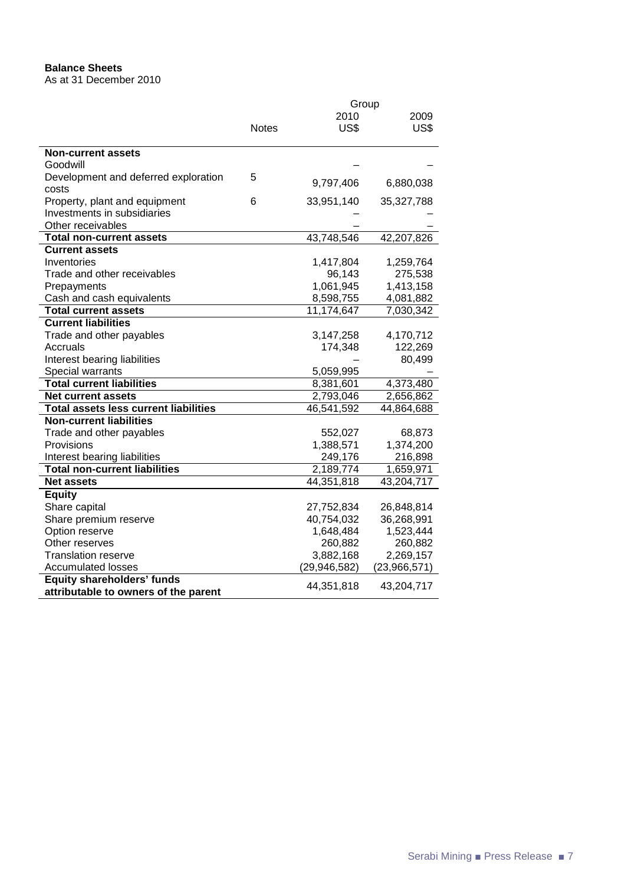**Balance Sheets**
As at 31 December 2010

| | Notes | Group 2010 US$ | Group 2009 US$ |
|---|---|---|---|
| **Non-current assets** | | | |
| Goodwill | | – | – |
| Development and deferred exploration costs | 5 | 9,797,406 | 6,880,038 |
| Property, plant and equipment | 6 | 33,951,140 | 35,327,788 |
| Investments in subsidiaries | | – | – |
| Other receivables | | – | – |
| **Total non-current assets** | | 43,748,546 | 42,207,826 |
| **Current assets** | | | |
| Inventories | | 1,417,804 | 1,259,764 |
| Trade and other receivables | | 96,143 | 275,538 |
| Prepayments | | 1,061,945 | 1,413,158 |
| Cash and cash equivalents | | 8,598,755 | 4,081,882 |
| **Total current assets** | | 11,174,647 | 7,030,342 |
| **Current liabilities** | | | |
| Trade and other payables | | 3,147,258 | 4,170,712 |
| Accruals | | 174,348 | 122,269 |
| Interest bearing liabilities | | – | 80,499 |
| Special warrants | | 5,059,995 | – |
| **Total current liabilities** | | 8,381,601 | 4,373,480 |
| **Net current assets** | | 2,793,046 | 2,656,862 |
| **Total assets less current liabilities** | | 46,541,592 | 44,864,688 |
| **Non-current liabilities** | | | |
| Trade and other payables | | 552,027 | 68,873 |
| Provisions | | 1,388,571 | 1,374,200 |
| Interest bearing liabilities | | 249,176 | 216,898 |
| **Total non-current liabilities** | | 2,189,774 | 1,659,971 |
| **Net assets** | | 44,351,818 | 43,204,717 |
| **Equity** | | | |
| Share capital | | 27,752,834 | 26,848,814 |
| Share premium reserve | | 40,754,032 | 36,268,991 |
| Option reserve | | 1,648,484 | 1,523,444 |
| Other reserves | | 260,882 | 260,882 |
| Translation reserve | | 3,882,168 | 2,269,157 |
| Accumulated losses | | (29,946,582) | (23,966,571) |
| **Equity shareholders' funds attributable to owners of the parent** | | 44,351,818 | 43,204,717 |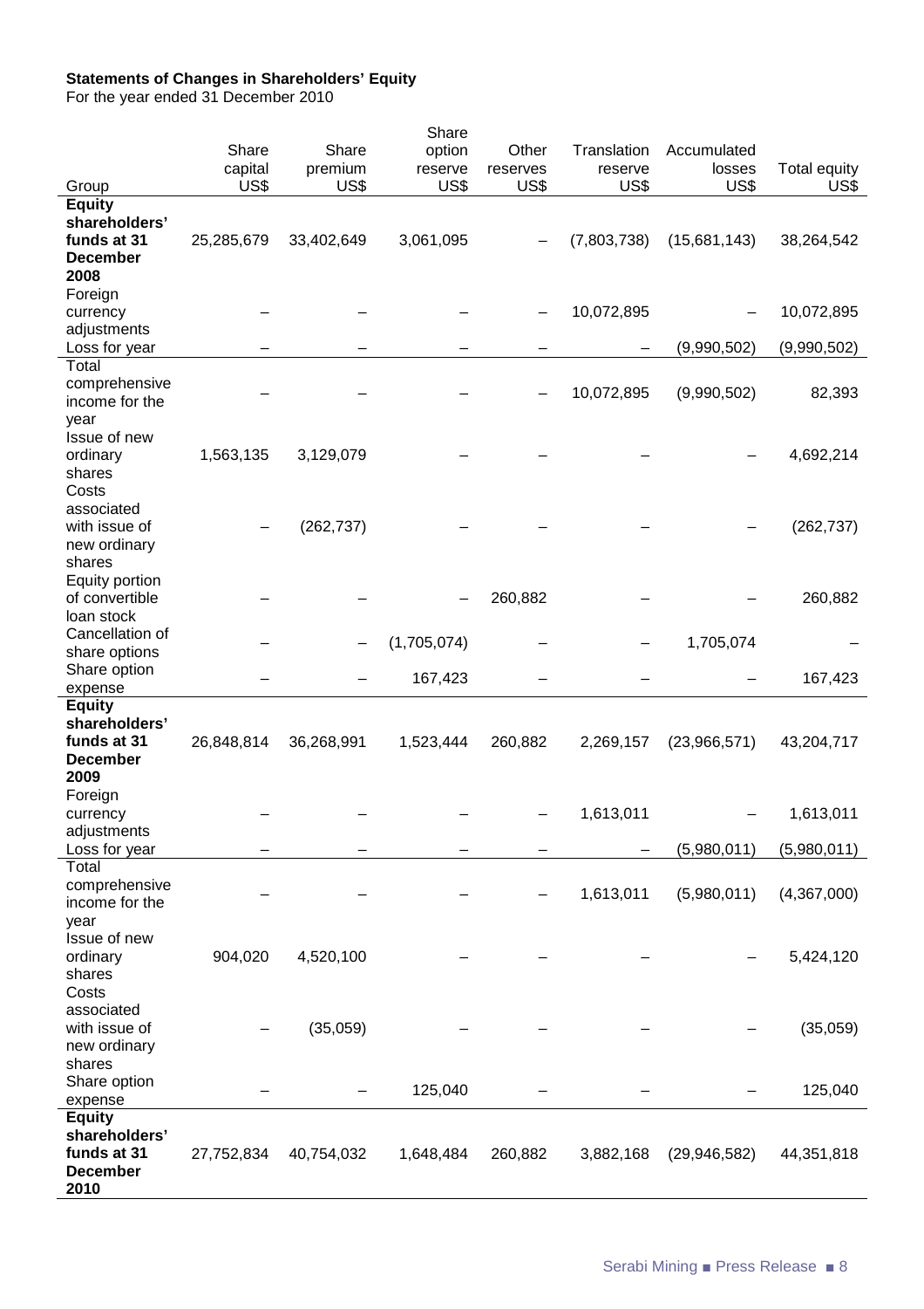**Statements of Changes in Shareholders' Equity**
For the year ended 31 December 2010

| Group | Share capital US$ | Share premium US$ | Share option reserve US$ | Other reserves US$ | Translation reserve US$ | Accumulated losses US$ | Total equity US$ |
|---|---|---|---|---|---|---|---|
| **Equity shareholders' funds at 31 December 2008** | 25,285,679 | 33,402,649 | 3,061,095 | – | (7,803,738) | (15,681,143) | 38,264,542 |
| Foreign currency adjustments | – | – | – | – | 10,072,895 | – | 10,072,895 |
| Loss for year | – | – | – | – | – | (9,990,502) | (9,990,502) |
| Total comprehensive income for the year | – | – | – | – | 10,072,895 | (9,990,502) | 82,393 |
| Issue of new ordinary shares | 1,563,135 | 3,129,079 | – | – | – | – | 4,692,214 |
| Costs associated with issue of new ordinary shares | – | (262,737) | – | – | – | – | (262,737) |
| Equity portion of convertible loan stock | – | – | – | 260,882 | – | – | 260,882 |
| Cancellation of share options | – | – | (1,705,074) | – | – | 1,705,074 | – |
| Share option expense | – | – | 167,423 | – | – | – | 167,423 |
| **Equity shareholders' funds at 31 December 2009** | 26,848,814 | 36,268,991 | 1,523,444 | 260,882 | 2,269,157 | (23,966,571) | 43,204,717 |
| Foreign currency adjustments | – | – | – | – | 1,613,011 | – | 1,613,011 |
| Loss for year | – | – | – | – | – | (5,980,011) | (5,980,011) |
| Total comprehensive income for the year | – | – | – | – | 1,613,011 | (5,980,011) | (4,367,000) |
| Issue of new ordinary shares | 904,020 | 4,520,100 | – | – | – | – | 5,424,120 |
| Costs associated with issue of new ordinary shares | – | (35,059) | – | – | – | – | (35,059) |
| Share option expense | – | – | 125,040 | – | – | – | 125,040 |
| **Equity shareholders' funds at 31 December 2010** | 27,752,834 | 40,754,032 | 1,648,484 | 260,882 | 3,882,168 | (29,946,582) | 44,351,818 |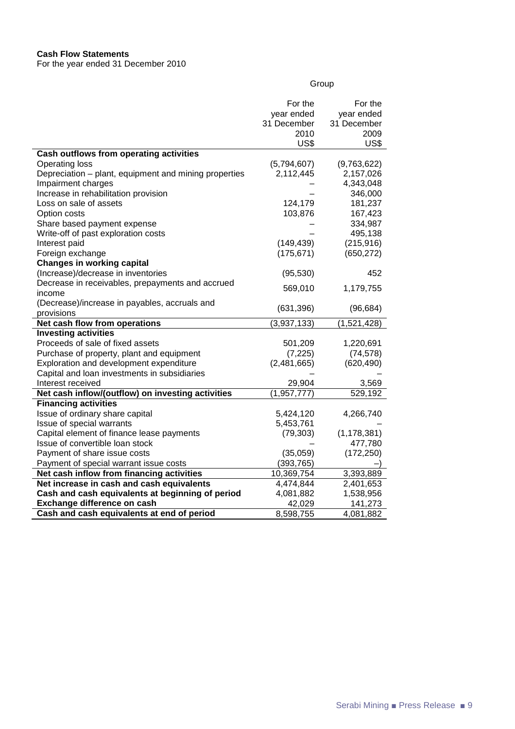**Cash Flow Statements**
For the year ended 31 December 2010

| | Group | |
|---|---|---|
| | For the year ended 31 December 2010 US$ | For the year ended 31 December 2009 US$ |
| **Cash outflows from operating activities** | | |
| Operating loss | (5,794,607) | (9,763,622) |
| Depreciation – plant, equipment and mining properties | 2,112,445 | 2,157,026 |
| Impairment charges | – | 4,343,048 |
| Increase in rehabilitation provision | – | 346,000 |
| Loss on sale of assets | 124,179 | 181,237 |
| Option costs | 103,876 | 167,423 |
| Share based payment expense | – | 334,987 |
| Write-off of past exploration costs | – | 495,138 |
| Interest paid | (149,439) | (215,916) |
| Foreign exchange | (175,671) | (650,272) |
| **Changes in working capital** | | |
| (Increase)/decrease in inventories | (95,530) | 452 |
| Decrease in receivables, prepayments and accrued income | 569,010 | 1,179,755 |
| (Decrease)/increase in payables, accruals and provisions | (631,396) | (96,684) |
| **Net cash flow from operations** | (3,937,133) | (1,521,428) |
| **Investing activities** | | |
| Proceeds of sale of fixed assets | 501,209 | 1,220,691 |
| Purchase of property, plant and equipment | (7,225) | (74,578) |
| Exploration and development expenditure | (2,481,665) | (620,490) |
| Capital and loan investments in subsidiaries | – | – |
| Interest received | 29,904 | 3,569 |
| **Net cash inflow/(outflow) on investing activities** | (1,957,777) | 529,192 |
| **Financing activities** | | |
| Issue of ordinary share capital | 5,424,120 | 4,266,740 |
| Issue of special warrants | 5,453,761 | – |
| Capital element of finance lease payments | (79,303) | (1,178,381) |
| Issue of convertible loan stock | – | 477,780 |
| Payment of share issue costs | (35,059) | (172,250) |
| Payment of special warrant issue costs | (393,765) | –) |
| **Net cash inflow from financing activities** | 10,369,754 | 3,393,889 |
| **Net increase in cash and cash equivalents** | 4,474,844 | 2,401,653 |
| **Cash and cash equivalents at beginning of period** | 4,081,882 | 1,538,956 |
| **Exchange difference on cash** | 42,029 | 141,273 |
| **Cash and cash equivalents at end of period** | 8,598,755 | 4,081,882 |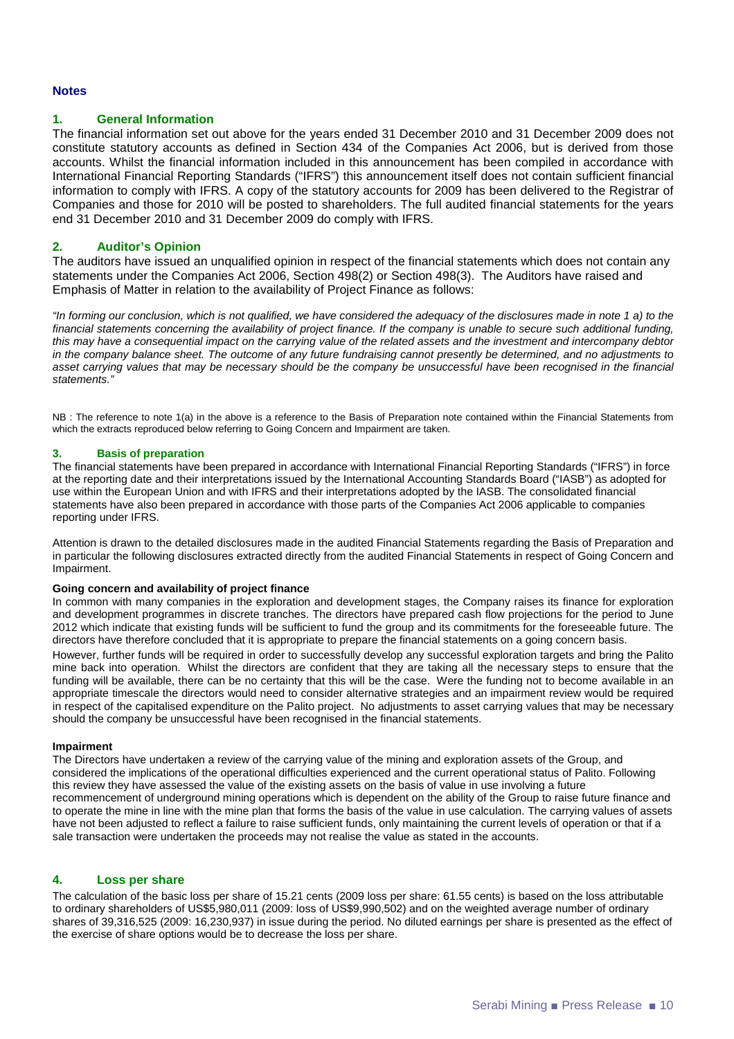## Notes

### 1. General Information

The financial information set out above for the years ended 31 December 2010 and 31 December 2009 does not constitute statutory accounts as defined in Section 434 of the Companies Act 2006, but is derived from those accounts. Whilst the financial information included in this announcement has been compiled in accordance with International Financial Reporting Standards ("IFRS") this announcement itself does not contain sufficient financial information to comply with IFRS. A copy of the statutory accounts for 2009 has been delivered to the Registrar of Companies and those for 2010 will be posted to shareholders. The full audited financial statements for the years end 31 December 2010 and 31 December 2009 do comply with IFRS.

### 2. Auditor's Opinion

The auditors have issued an unqualified opinion in respect of the financial statements which does not contain any statements under the Companies Act 2006, Section 498(2) or Section 498(3). The Auditors have raised and Emphasis of Matter in relation to the availability of Project Finance as follows:

*"In forming our conclusion, which is not qualified, we have considered the adequacy of the disclosures made in note 1 a) to the financial statements concerning the availability of project finance. If the company is unable to secure such additional funding, this may have a consequential impact on the carrying value of the related assets and the investment and intercompany debtor in the company balance sheet. The outcome of any future fundraising cannot presently be determined, and no adjustments to asset carrying values that may be necessary should the company be unsuccessful have been recognised in the financial statements."*

NB : The reference to note 1(a) in the above is a reference to the Basis of Preparation note contained within the Financial Statements from which the extracts reproduced below referring to Going Concern and Impairment are taken.

### 3. Basis of preparation

The financial statements have been prepared in accordance with International Financial Reporting Standards ("IFRS") in force at the reporting date and their interpretations issued by the International Accounting Standards Board ("IASB") as adopted for use within the European Union and with IFRS and their interpretations adopted by the IASB. The consolidated financial statements have also been prepared in accordance with those parts of the Companies Act 2006 applicable to companies reporting under IFRS.

Attention is drawn to the detailed disclosures made in the audited Financial Statements regarding the Basis of Preparation and in particular the following disclosures extracted directly from the audited Financial Statements in respect of Going Concern and Impairment.

**Going concern and availability of project finance**

In common with many companies in the exploration and development stages, the Company raises its finance for exploration and development programmes in discrete tranches. The directors have prepared cash flow projections for the period to June 2012 which indicate that existing funds will be sufficient to fund the group and its commitments for the foreseeable future. The directors have therefore concluded that it is appropriate to prepare the financial statements on a going concern basis.

However, further funds will be required in order to successfully develop any successful exploration targets and bring the Palito mine back into operation. Whilst the directors are confident that they are taking all the necessary steps to ensure that the funding will be available, there can be no certainty that this will be the case. Were the funding not to become available in an appropriate timescale the directors would need to consider alternative strategies and an impairment review would be required in respect of the capitalised expenditure on the Palito project. No adjustments to asset carrying values that may be necessary should the company be unsuccessful have been recognised in the financial statements.

**Impairment**

The Directors have undertaken a review of the carrying value of the mining and exploration assets of the Group, and considered the implications of the operational difficulties experienced and the current operational status of Palito. Following this review they have assessed the value of the existing assets on the basis of value in use involving a future recommencement of underground mining operations which is dependent on the ability of the Group to raise future finance and to operate the mine in line with the mine plan that forms the basis of the value in use calculation. The carrying values of assets have not been adjusted to reflect a failure to raise sufficient funds, only maintaining the current levels of operation or that if a sale transaction were undertaken the proceeds may not realise the value as stated in the accounts.

### 4. Loss per share

The calculation of the basic loss per share of 15.21 cents (2009 loss per share: 61.55 cents) is based on the loss attributable to ordinary shareholders of US$5,980,011 (2009: loss of US$9,990,502) and on the weighted average number of ordinary shares of 39,316,525 (2009: 16,230,937) in issue during the period. No diluted earnings per share is presented as the effect of the exercise of share options would be to decrease the loss per share.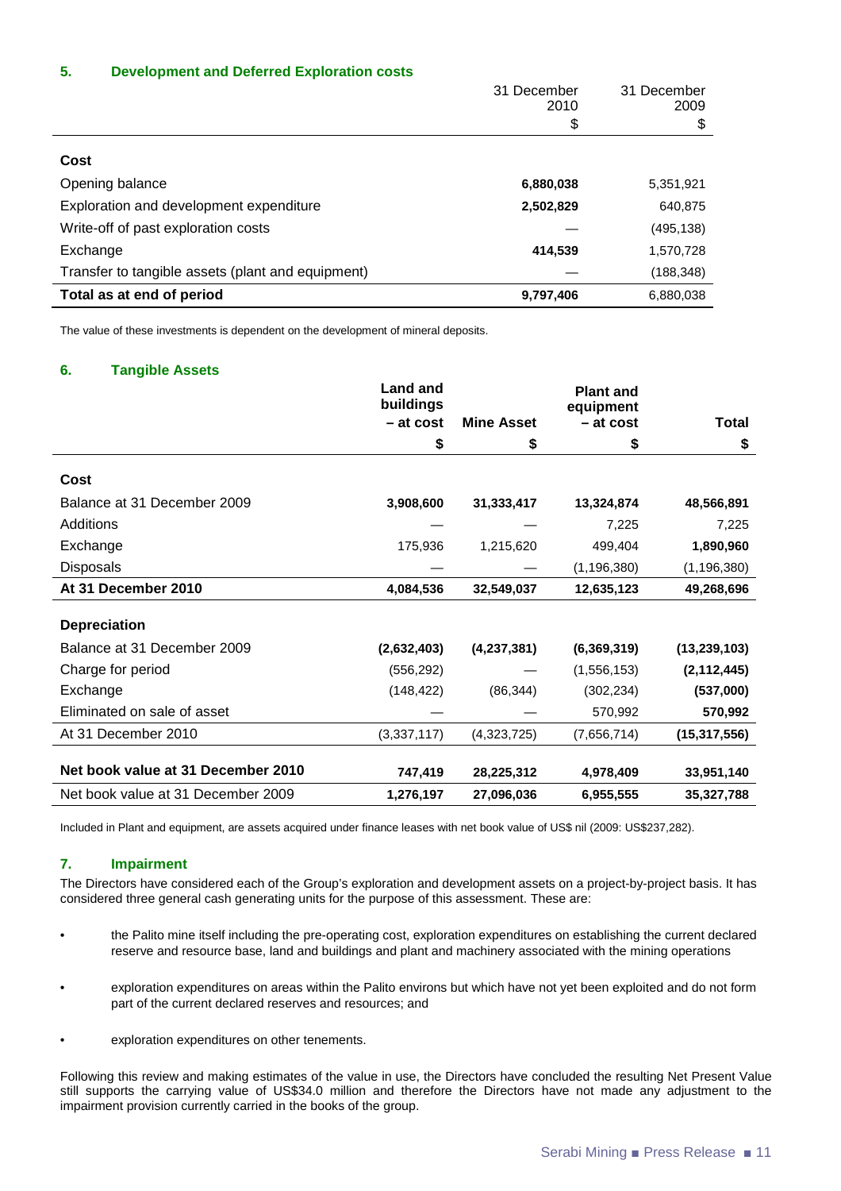### 5. Development and Deferred Exploration costs

| | 31 December 2010 | 31 December 2009 |
|---|---|---|
| | $ | $ |
| **Cost** | | |
| Opening balance | **6,880,038** | 5,351,921 |
| Exploration and development expenditure | **2,502,829** | 640,875 |
| Write-off of past exploration costs | — | (495,138) |
| Exchange | **414,539** | 1,570,728 |
| Transfer to tangible assets (plant and equipment) | — | (188,348) |
| **Total as at end of period** | **9,797,406** | 6,880,038 |

The value of these investments is dependent on the development of mineral deposits.

### 6. Tangible Assets

| | Land and buildings – at cost | Mine Asset | Plant and equipment – at cost | Total |
|---|---|---|---|---|
| | $ | $ | $ | $ |
| **Cost** | | | | |
| Balance at 31 December 2009 | **3,908,600** | **31,333,417** | **13,324,874** | **48,566,891** |
| Additions | — | — | 7,225 | 7,225 |
| Exchange | 175,936 | 1,215,620 | 499,404 | **1,890,960** |
| Disposals | — | — | (1,196,380) | (1,196,380) |
| **At 31 December 2010** | **4,084,536** | **32,549,037** | **12,635,123** | **49,268,696** |
| **Depreciation** | | | | |
| Balance at 31 December 2009 | **(2,632,403)** | **(4,237,381)** | **(6,369,319)** | **(13,239,103)** |
| Charge for period | (556,292) | — | (1,556,153) | **(2,112,445)** |
| Exchange | (148,422) | (86,344) | (302,234) | **(537,000)** |
| Eliminated on sale of asset | — | — | 570,992 | **570,992** |
| At 31 December 2010 | (3,337,117) | (4,323,725) | (7,656,714) | **(15,317,556)** |
| **Net book value at 31 December 2010** | **747,419** | **28,225,312** | **4,978,409** | **33,951,140** |
| Net book value at 31 December 2009 | **1,276,197** | **27,096,036** | **6,955,555** | **35,327,788** |

Included in Plant and equipment, are assets acquired under finance leases with net book value of US$ nil (2009: US$237,282).

### 7. Impairment

The Directors have considered each of the Group's exploration and development assets on a project-by-project basis. It has considered three general cash generating units for the purpose of this assessment. These are:

- the Palito mine itself including the pre-operating cost, exploration expenditures on establishing the current declared reserve and resource base, land and buildings and plant and machinery associated with the mining operations
- exploration expenditures on areas within the Palito environs but which have not yet been exploited and do not form part of the current declared reserves and resources; and
- exploration expenditures on other tenements.

Following this review and making estimates of the value in use, the Directors have concluded the resulting Net Present Value still supports the carrying value of US$34.0 million and therefore the Directors have not made any adjustment to the impairment provision currently carried in the books of the group.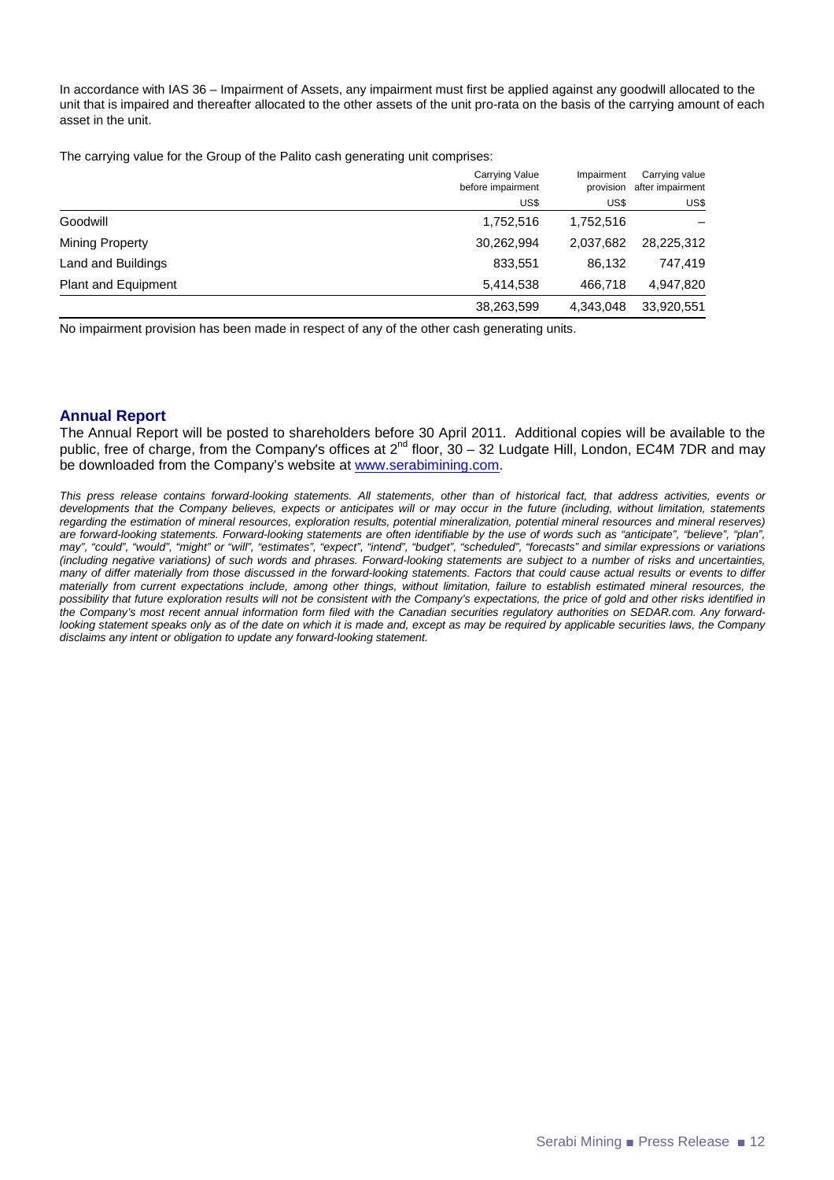In accordance with IAS 36 – Impairment of Assets, any impairment must first be applied against any goodwill allocated to the unit that is impaired and thereafter allocated to the other assets of the unit pro-rata on the basis of the carrying amount of each asset in the unit.

The carrying value for the Group of the Palito cash generating unit comprises:

| | Carrying Value before impairment | Impairment provision | Carrying value after impairment |
|---|---|---|---|
| | US$ | US$ | US$ |
| Goodwill | 1,752,516 | 1,752,516 | – |
| Mining Property | 30,262,994 | 2,037,682 | 28,225,312 |
| Land and Buildings | 833,551 | 86,132 | 747,419 |
| Plant and Equipment | 5,414,538 | 466,718 | 4,947,820 |
| | 38,263,599 | 4,343,048 | 33,920,551 |

No impairment provision has been made in respect of any of the other cash generating units.

## Annual Report

The Annual Report will be posted to shareholders before 30 April 2011. Additional copies will be available to the public, free of charge, from the Company's offices at 2nd floor, 30 – 32 Ludgate Hill, London, EC4M 7DR and may be downloaded from the Company's website at www.serabimining.com.

*This press release contains forward-looking statements. All statements, other than of historical fact, that address activities, events or developments that the Company believes, expects or anticipates will or may occur in the future (including, without limitation, statements regarding the estimation of mineral resources, exploration results, potential mineralization, potential mineral resources and mineral reserves) are forward-looking statements. Forward-looking statements are often identifiable by the use of words such as "anticipate", "believe", "plan", may", "could", "would", "might" or "will", "estimates", "expect", "intend", "budget", "scheduled", "forecasts" and similar expressions or variations (including negative variations) of such words and phrases. Forward-looking statements are subject to a number of risks and uncertainties, many of differ materially from those discussed in the forward-looking statements. Factors that could cause actual results or events to differ materially from current expectations include, among other things, without limitation, failure to establish estimated mineral resources, the possibility that future exploration results will not be consistent with the Company's expectations, the price of gold and other risks identified in the Company's most recent annual information form filed with the Canadian securities regulatory authorities on SEDAR.com. Any forward-looking statement speaks only as of the date on which it is made and, except as may be required by applicable securities laws, the Company disclaims any intent or obligation to update any forward-looking statement.*